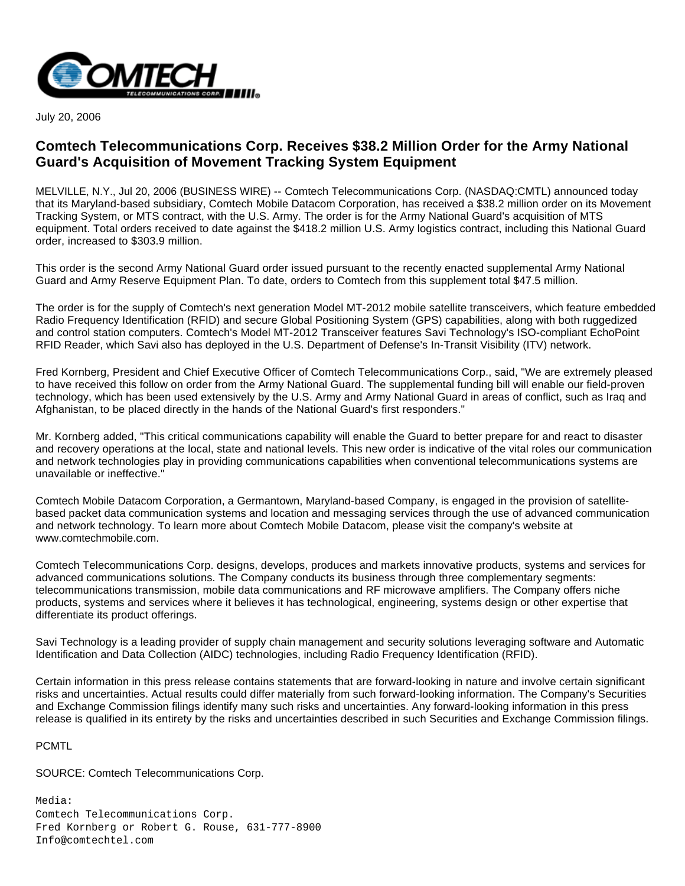July 20, 2006

## Comtech Telecommunications Corp. Receives $38.2 Million Order for the Army National Guard's Acquisition of Movement Tracking System Equipment

MELVILLE, N.Y., Jul 20, 2006 (BUSINESS WIRE) -- Comtech Telecommunications Corp. (NASDAQ:CMTL) announced today that its Maryland-based subsidiary, Comtech Mobile Datacom Corporation, has received a $38.2 million order on its Movement Tracking System, or MTS contract, with the U.S. Army. The order is for the Army National Guard's acquisition of MTS equipment. Total orders received to date against the $418.2 million U.S. Army logistics contract, including this National Guard order, increased to $303.9 million.

This order is the second Army National Guard order issued pursuant to the recently enacted supplemental Army National Guard and Army Reserve Equipment Plan. To date, orders to Comtech from this supplement total $47.5 million.

The order is for the supply of Comtech's next generation Model MT-2012 mobile satellite transceivers, which feature embedded Radio Frequency Identification (RFID) and secure Global Positioning System (GPS) capabilities, along with both ruggedized and control station computers. Comtech's Model MT-2012 Transceiver features Savi Technology's ISO-compliant EchoPoint RFID Reader, which Savi also has deployed in the U.S. Department of Defense's In-Transit Visibility (ITV) network.

Fred Kornberg, President and Chief Executive Officer of Comtech Telecommunications Corp., said, "We are extremely pleased to have received this follow on order from the Army National Guard. The supplemental funding bill will enable our field-proven technology, which has been used extensively by the U.S. Army and Army National Guard in areas of conflict, such as Iraq and Afghanistan, to be placed directly in the hands of the National Guard's first responders."

Mr. Kornberg added, "This critical communications capability will enable the Guard to better prepare for and react to disaster and recovery operations at the local, state and national levels. This new order is indicative of the vital roles our communication and network technologies play in providing communications capabilities when conventional telecommunications systems are unavailable or ineffective."

Comtech Mobile Datacom Corporation, a Germantown, Maryland-based Company, is engaged in the provision of satellite-based packet data communication systems and location and messaging services through the use of advanced communication and network technology. To learn more about Comtech Mobile Datacom, please visit the company's website at www.comtechmobile.com.

Comtech Telecommunications Corp. designs, develops, produces and markets innovative products, systems and services for advanced communications solutions. The Company conducts its business through three complementary segments: telecommunications transmission, mobile data communications and RF microwave amplifiers. The Company offers niche products, systems and services where it believes it has technological, engineering, systems design or other expertise that differentiate its product offerings.

Savi Technology is a leading provider of supply chain management and security solutions leveraging software and Automatic Identification and Data Collection (AIDC) technologies, including Radio Frequency Identification (RFID).

Certain information in this press release contains statements that are forward-looking in nature and involve certain significant risks and uncertainties. Actual results could differ materially from such forward-looking information. The Company's Securities and Exchange Commission filings identify many such risks and uncertainties. Any forward-looking information in this press release is qualified in its entirety by the risks and uncertainties described in such Securities and Exchange Commission filings.

PCMTL

SOURCE: Comtech Telecommunications Corp.

Media:
Comtech Telecommunications Corp.
Fred Kornberg or Robert G. Rouse, 631-777-8900
Info@comtechtel.com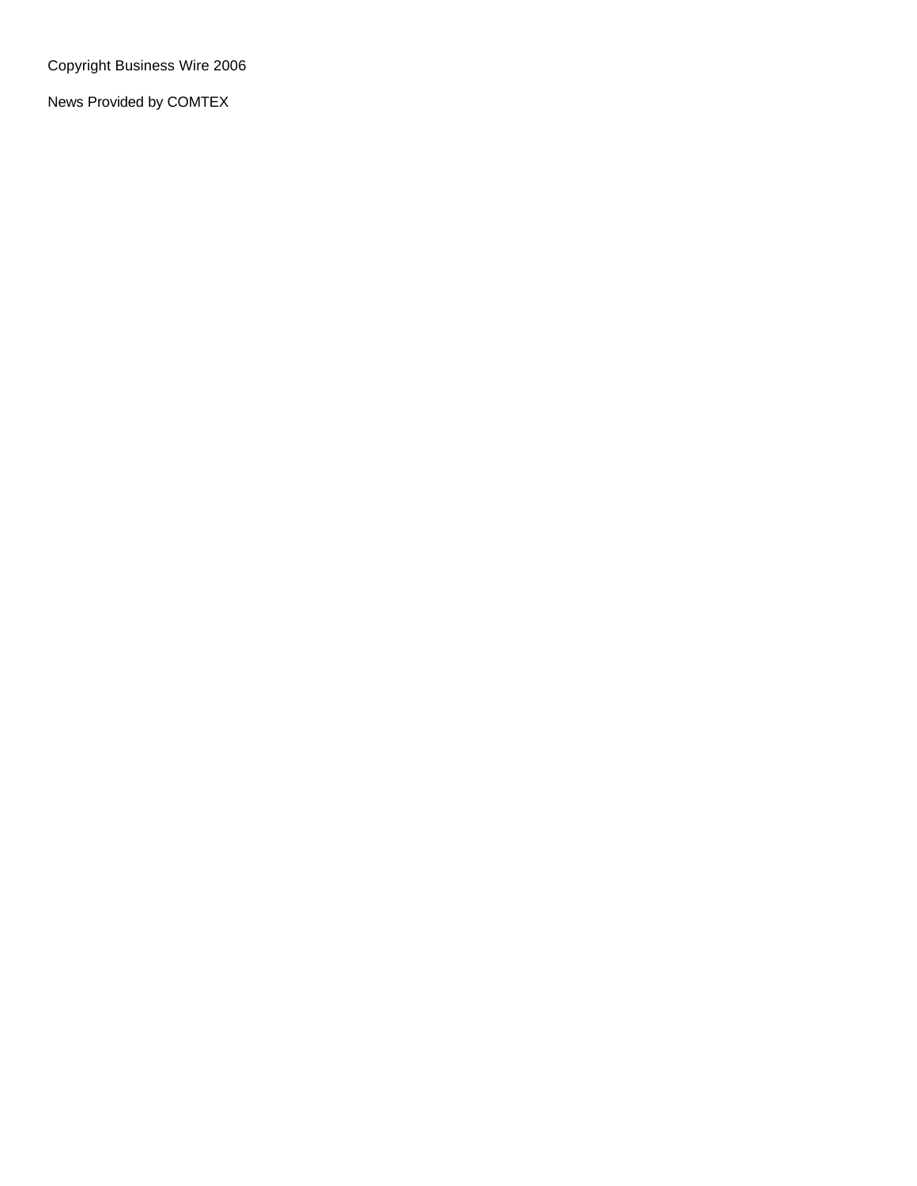Copyright Business Wire 2006

News Provided by COMTEX